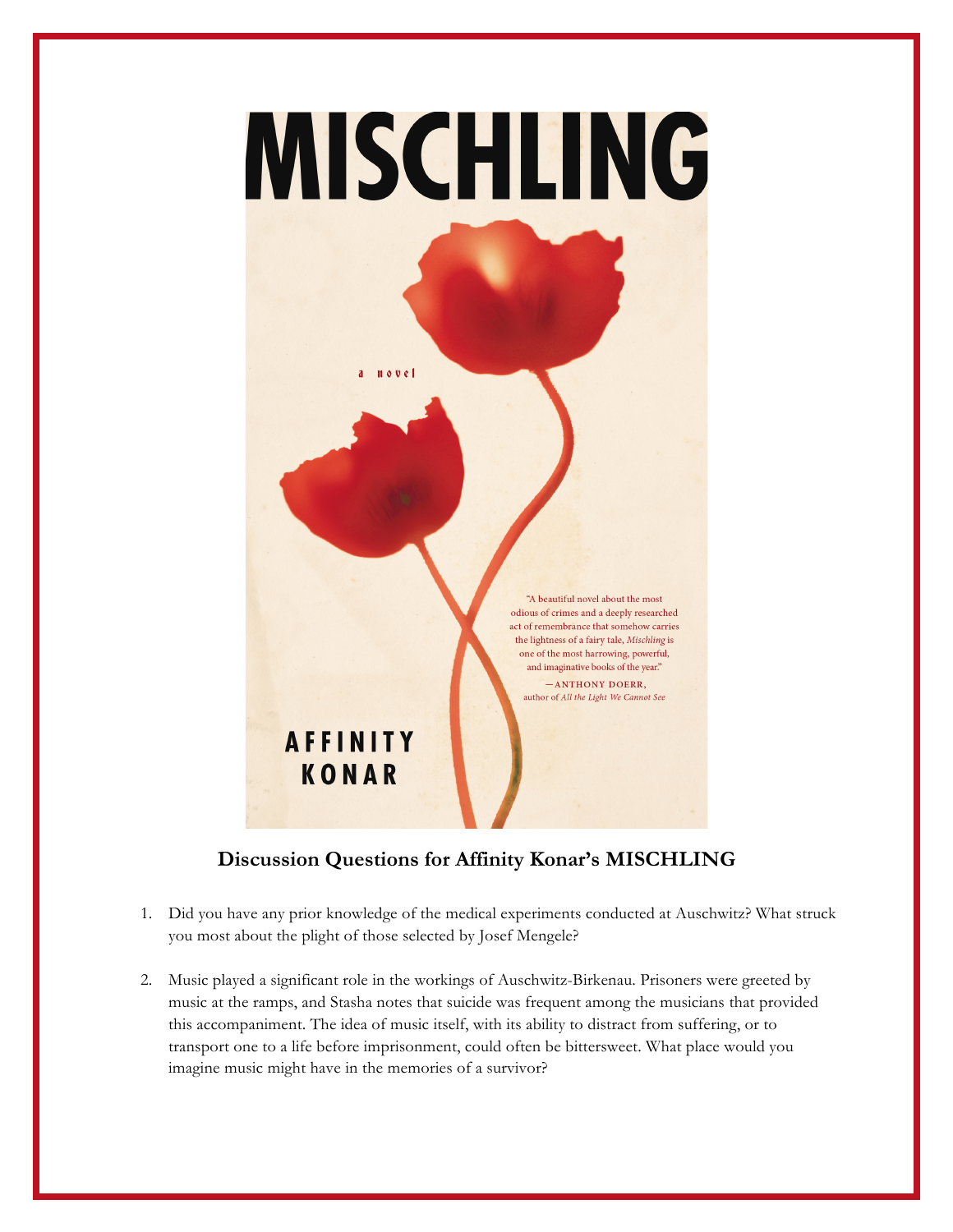MISCHLING

a novel

"A beautiful novel about the most odious of crimes and a deeply researched act of remembrance that somehow carries the lightness of a fairy tale, *Mischling* is one of the most harrowing, powerful, and imaginative books of the year."

—ANTHONY DOERR, author of *All the Light We Cannot See*

AFFINITY KONAR

## Discussion Questions for Affinity Konar's MISCHLING

1. Did you have any prior knowledge of the medical experiments conducted at Auschwitz? What struck you most about the plight of those selected by Josef Mengele?

2. Music played a significant role in the workings of Auschwitz-Birkenau. Prisoners were greeted by music at the ramps, and Stasha notes that suicide was frequent among the musicians that provided this accompaniment. The idea of music itself, with its ability to distract from suffering, or to transport one to a life before imprisonment, could often be bittersweet. What place would you imagine music might have in the memories of a survivor?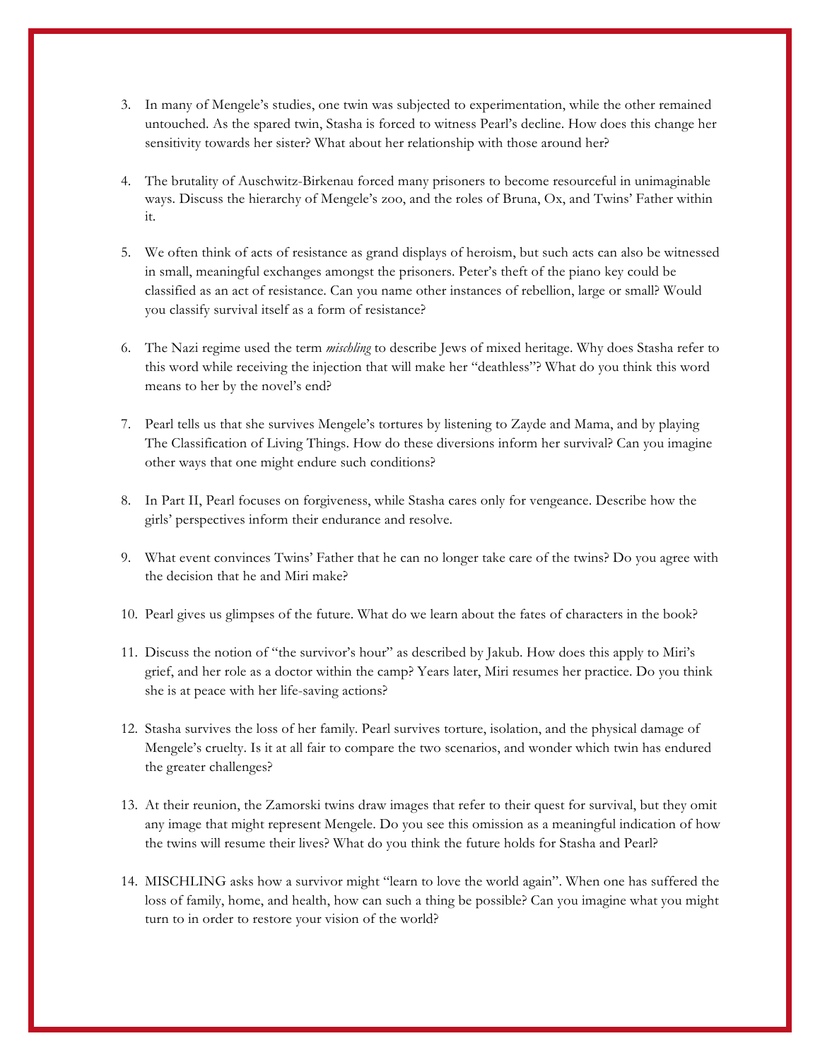3. In many of Mengele's studies, one twin was subjected to experimentation, while the other remained untouched. As the spared twin, Stasha is forced to witness Pearl's decline. How does this change her sensitivity towards her sister? What about her relationship with those around her?

4. The brutality of Auschwitz-Birkenau forced many prisoners to become resourceful in unimaginable ways. Discuss the hierarchy of Mengele's zoo, and the roles of Bruna, Ox, and Twins' Father within it.

5. We often think of acts of resistance as grand displays of heroism, but such acts can also be witnessed in small, meaningful exchanges amongst the prisoners. Peter's theft of the piano key could be classified as an act of resistance. Can you name other instances of rebellion, large or small? Would you classify survival itself as a form of resistance?

6. The Nazi regime used the term *mischling* to describe Jews of mixed heritage. Why does Stasha refer to this word while receiving the injection that will make her "deathless"? What do you think this word means to her by the novel's end?

7. Pearl tells us that she survives Mengele's tortures by listening to Zayde and Mama, and by playing The Classification of Living Things. How do these diversions inform her survival? Can you imagine other ways that one might endure such conditions?

8. In Part II, Pearl focuses on forgiveness, while Stasha cares only for vengeance. Describe how the girls' perspectives inform their endurance and resolve.

9. What event convinces Twins' Father that he can no longer take care of the twins? Do you agree with the decision that he and Miri make?

10. Pearl gives us glimpses of the future. What do we learn about the fates of characters in the book?

11. Discuss the notion of "the survivor's hour" as described by Jakub. How does this apply to Miri's grief, and her role as a doctor within the camp? Years later, Miri resumes her practice. Do you think she is at peace with her life-saving actions?

12. Stasha survives the loss of her family. Pearl survives torture, isolation, and the physical damage of Mengele's cruelty. Is it at all fair to compare the two scenarios, and wonder which twin has endured the greater challenges?

13. At their reunion, the Zamorski twins draw images that refer to their quest for survival, but they omit any image that might represent Mengele. Do you see this omission as a meaningful indication of how the twins will resume their lives? What do you think the future holds for Stasha and Pearl?

14. MISCHLING asks how a survivor might "learn to love the world again". When one has suffered the loss of family, home, and health, how can such a thing be possible? Can you imagine what you might turn to in order to restore your vision of the world?